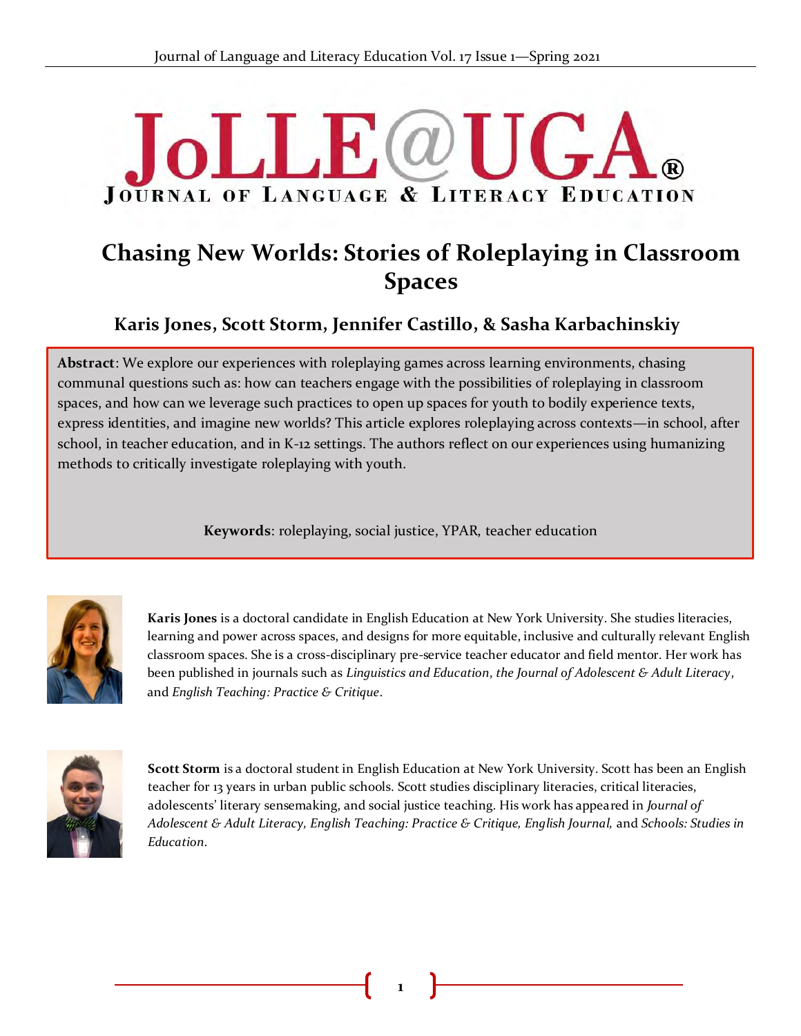# Chasing New Worlds: Stories of Roleplaying in Classroom Spaces

## Karis Jones, Scott Storm, Jennifer Castillo, & Sasha Karbachinskiy

**Abstract**: We explore our experiences with roleplaying games across learning environments, chasing communal questions such as: how can teachers engage with the possibilities of roleplaying in classroom spaces, and how can we leverage such practices to open up spaces for youth to bodily experience texts, express identities, and imagine new worlds? This article explores roleplaying across contexts—in school, after school, in teacher education, and in K-12 settings. The authors reflect on our experiences using humanizing methods to critically investigate roleplaying with youth.

**Keywords**: roleplaying, social justice, YPAR, teacher education

**Karis Jones** is a doctoral candidate in English Education at New York University. She studies literacies, learning and power across spaces, and designs for more equitable, inclusive and culturally relevant English classroom spaces. She is a cross-disciplinary pre-service teacher educator and field mentor. Her work has been published in journals such as *Linguistics and Education*, *the Journal of Adolescent & Adult Literacy*, and *English Teaching: Practice & Critique*.

**Scott Storm** is a doctoral student in English Education at New York University. Scott has been an English teacher for 13 years in urban public schools. Scott studies disciplinary literacies, critical literacies, adolescents' literary sensemaking, and social justice teaching. His work has appeared in *Journal of Adolescent & Adult Literacy, English Teaching: Practice & Critique, English Journal,* and *Schools: Studies in Education*.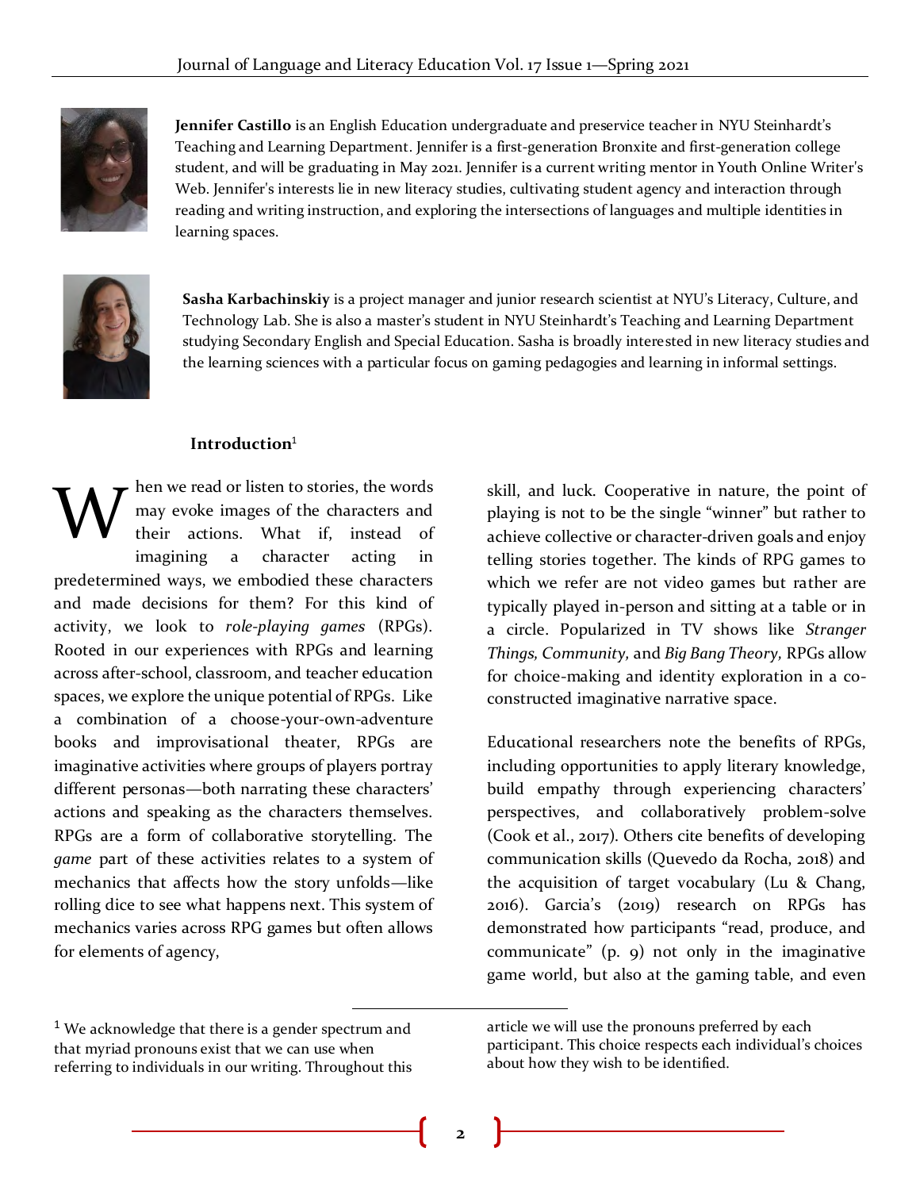**Jennifer Castillo** is an English Education undergraduate and preservice teacher in NYU Steinhardt's Teaching and Learning Department. Jennifer is a first-generation Bronxite and first-generation college student, and will be graduating in May 2021. Jennifer is a current writing mentor in Youth Online Writer's Web. Jennifer's interests lie in new literacy studies, cultivating student agency and interaction through reading and writing instruction, and exploring the intersections of languages and multiple identities in learning spaces.

**Sasha Karbachinskiy** is a project manager and junior research scientist at NYU's Literacy, Culture, and Technology Lab. She is also a master's student in NYU Steinhardt's Teaching and Learning Department studying Secondary English and Special Education. Sasha is broadly interested in new literacy studies and the learning sciences with a particular focus on gaming pedagogies and learning in informal settings.

## Introduction[1]

When we read or listen to stories, the words may evoke images of the characters and their actions. What if, instead of imagining a character acting in predetermined ways, we embodied these characters and made decisions for them? For this kind of activity, we look to *role-playing games* (RPGs). Rooted in our experiences with RPGs and learning across after-school, classroom, and teacher education spaces, we explore the unique potential of RPGs. Like a combination of a choose-your-own-adventure books and improvisational theater, RPGs are imaginative activities where groups of players portray different personas—both narrating these characters' actions and speaking as the characters themselves. RPGs are a form of collaborative storytelling. The *game* part of these activities relates to a system of mechanics that affects how the story unfolds—like rolling dice to see what happens next. This system of mechanics varies across RPG games but often allows for elements of agency, skill, and luck. Cooperative in nature, the point of playing is not to be the single "winner" but rather to achieve collective or character-driven goals and enjoy telling stories together. The kinds of RPG games to which we refer are not video games but rather are typically played in-person and sitting at a table or in a circle. Popularized in TV shows like *Stranger Things, Community,* and *Big Bang Theory,* RPGs allow for choice-making and identity exploration in a co-constructed imaginative narrative space.

Educational researchers note the benefits of RPGs, including opportunities to apply literary knowledge, build empathy through experiencing characters' perspectives, and collaboratively problem-solve (Cook et al., 2017). Others cite benefits of developing communication skills (Quevedo da Rocha, 2018) and the acquisition of target vocabulary (Lu & Chang, 2016). Garcia's (2019) research on RPGs has demonstrated how participants "read, produce, and communicate" (p. 9) not only in the imaginative game world, but also at the gaming table, and even

[1] We acknowledge that there is a gender spectrum and that myriad pronouns exist that we can use when referring to individuals in our writing. Throughout this article we will use the pronouns preferred by each participant. This choice respects each individual's choices about how they wish to be identified.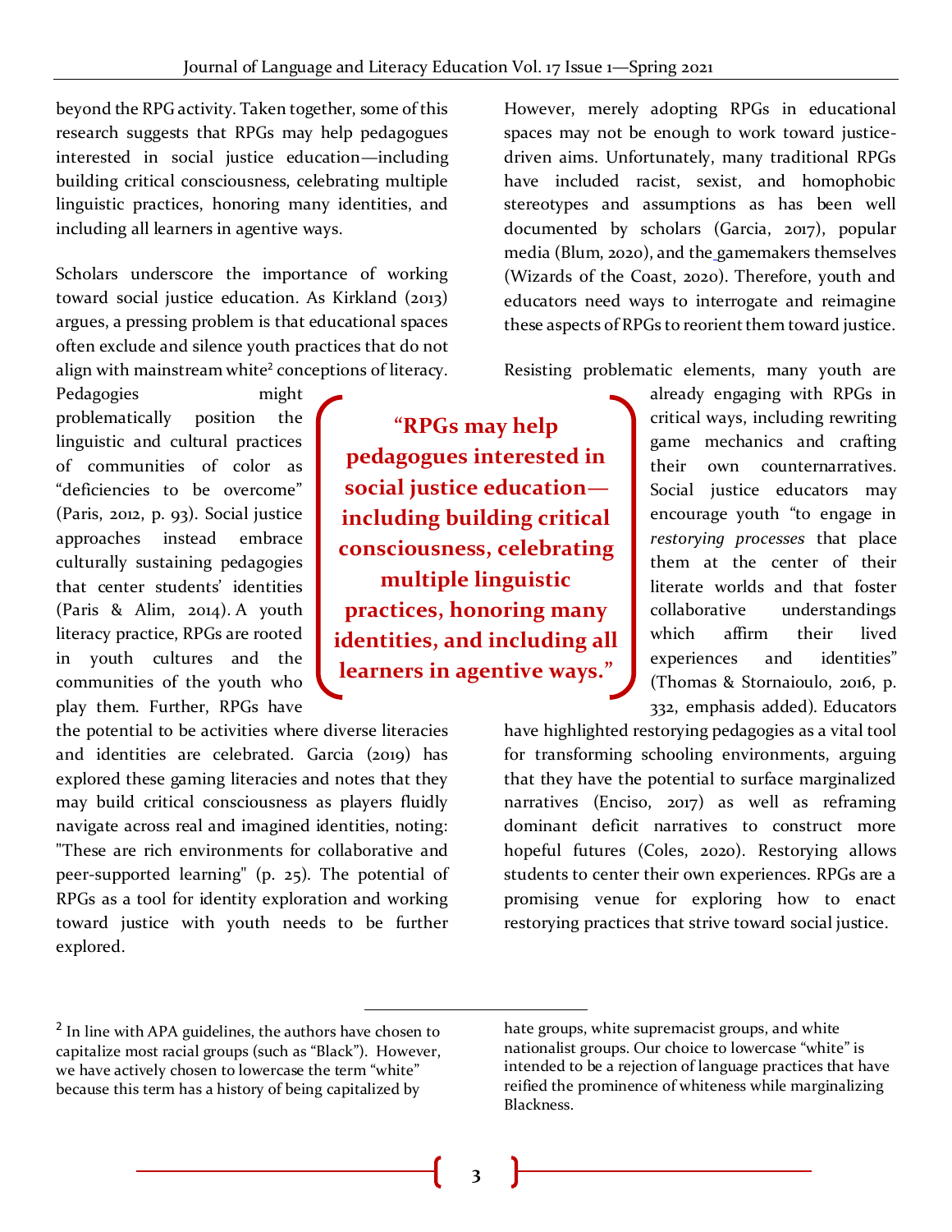beyond the RPG activity. Taken together, some of this research suggests that RPGs may help pedagogues interested in social justice education—including building critical consciousness, celebrating multiple linguistic practices, honoring many identities, and including all learners in agentive ways.

Scholars underscore the importance of working toward social justice education. As Kirkland (2013) argues, a pressing problem is that educational spaces often exclude and silence youth practices that do not align with mainstream white[2] conceptions of literacy. Pedagogies might problematically position the linguistic and cultural practices of communities of color as "deficiencies to be overcome" (Paris, 2012, p. 93). Social justice approaches instead embrace culturally sustaining pedagogies that center students' identities (Paris & Alim, 2014). A youth literacy practice, RPGs are rooted in youth cultures and the communities of the youth who play them. Further, RPGs have the potential to be activities where diverse literacies and identities are celebrated. Garcia (2019) has explored these gaming literacies and notes that they may build critical consciousness as players fluidly navigate across real and imagined identities, noting: "These are rich environments for collaborative and peer-supported learning" (p. 25). The potential of RPGs as a tool for identity exploration and working toward justice with youth needs to be further explored.

> **"RPGs may help pedagogues interested in social justice education—including building critical consciousness, celebrating multiple linguistic practices, honoring many identities, and including all learners in agentive ways."**

However, merely adopting RPGs in educational spaces may not be enough to work toward justice-driven aims. Unfortunately, many traditional RPGs have included racist, sexist, and homophobic stereotypes and assumptions as has been well documented by scholars (Garcia, 2017), popular media (Blum, 2020), and the gamemakers themselves (Wizards of the Coast, 2020). Therefore, youth and educators need ways to interrogate and reimagine these aspects of RPGs to reorient them toward justice.

Resisting problematic elements, many youth are already engaging with RPGs in critical ways, including rewriting game mechanics and crafting their own counternarratives. Social justice educators may encourage youth "to engage in *restorying processes* that place them at the center of their literate worlds and that foster collaborative understandings which affirm their lived experiences and identities" (Thomas & Stornaiuolo, 2016, p. 332, emphasis added). Educators have highlighted restorying pedagogies as a vital tool for transforming schooling environments, arguing that they have the potential to surface marginalized narratives (Enciso, 2017) as well as reframing dominant deficit narratives to construct more hopeful futures (Coles, 2020). Restorying allows students to center their own experiences. RPGs are a promising venue for exploring how to enact restorying practices that strive toward social justice.

---

[2] In line with APA guidelines, the authors have chosen to capitalize most racial groups (such as "Black"). However, we have actively chosen to lowercase the term "white" because this term has a history of being capitalized by hate groups, white supremacist groups, and white nationalist groups. Our choice to lowercase "white" is intended to be a rejection of language practices that have reified the prominence of whiteness while marginalizing Blackness.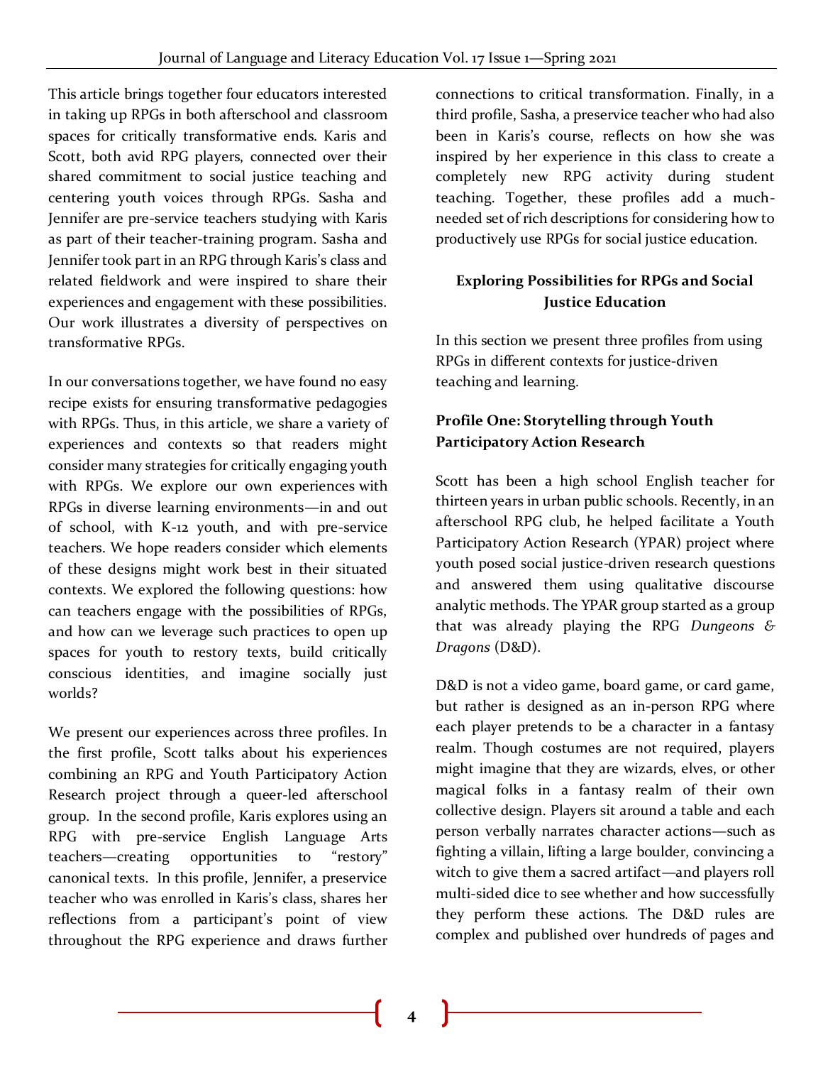This article brings together four educators interested in taking up RPGs in both afterschool and classroom spaces for critically transformative ends. Karis and Scott, both avid RPG players, connected over their shared commitment to social justice teaching and centering youth voices through RPGs. Sasha and Jennifer are pre-service teachers studying with Karis as part of their teacher-training program. Sasha and Jennifer took part in an RPG through Karis's class and related fieldwork and were inspired to share their experiences and engagement with these possibilities. Our work illustrates a diversity of perspectives on transformative RPGs.

In our conversations together, we have found no easy recipe exists for ensuring transformative pedagogies with RPGs. Thus, in this article, we share a variety of experiences and contexts so that readers might consider many strategies for critically engaging youth with RPGs. We explore our own experiences with RPGs in diverse learning environments—in and out of school, with K-12 youth, and with pre-service teachers. We hope readers consider which elements of these designs might work best in their situated contexts. We explored the following questions: how can teachers engage with the possibilities of RPGs, and how can we leverage such practices to open up spaces for youth to restory texts, build critically conscious identities, and imagine socially just worlds?

We present our experiences across three profiles. In the first profile, Scott talks about his experiences combining an RPG and Youth Participatory Action Research project through a queer-led afterschool group. In the second profile, Karis explores using an RPG with pre-service English Language Arts teachers—creating opportunities to "restory" canonical texts. In this profile, Jennifer, a preservice teacher who was enrolled in Karis's class, shares her reflections from a participant's point of view throughout the RPG experience and draws further connections to critical transformation. Finally, in a third profile, Sasha, a preservice teacher who had also been in Karis's course, reflects on how she was inspired by her experience in this class to create a completely new RPG activity during student teaching. Together, these profiles add a much-needed set of rich descriptions for considering how to productively use RPGs for social justice education.

## Exploring Possibilities for RPGs and Social Justice Education

In this section we present three profiles from using RPGs in different contexts for justice-driven teaching and learning.

### Profile One: Storytelling through Youth Participatory Action Research

Scott has been a high school English teacher for thirteen years in urban public schools. Recently, in an afterschool RPG club, he helped facilitate a Youth Participatory Action Research (YPAR) project where youth posed social justice-driven research questions and answered them using qualitative discourse analytic methods. The YPAR group started as a group that was already playing the RPG *Dungeons & Dragons* (D&D).

D&D is not a video game, board game, or card game, but rather is designed as an in-person RPG where each player pretends to be a character in a fantasy realm. Though costumes are not required, players might imagine that they are wizards, elves, or other magical folks in a fantasy realm of their own collective design. Players sit around a table and each person verbally narrates character actions—such as fighting a villain, lifting a large boulder, convincing a witch to give them a sacred artifact—and players roll multi-sided dice to see whether and how successfully they perform these actions. The D&D rules are complex and published over hundreds of pages and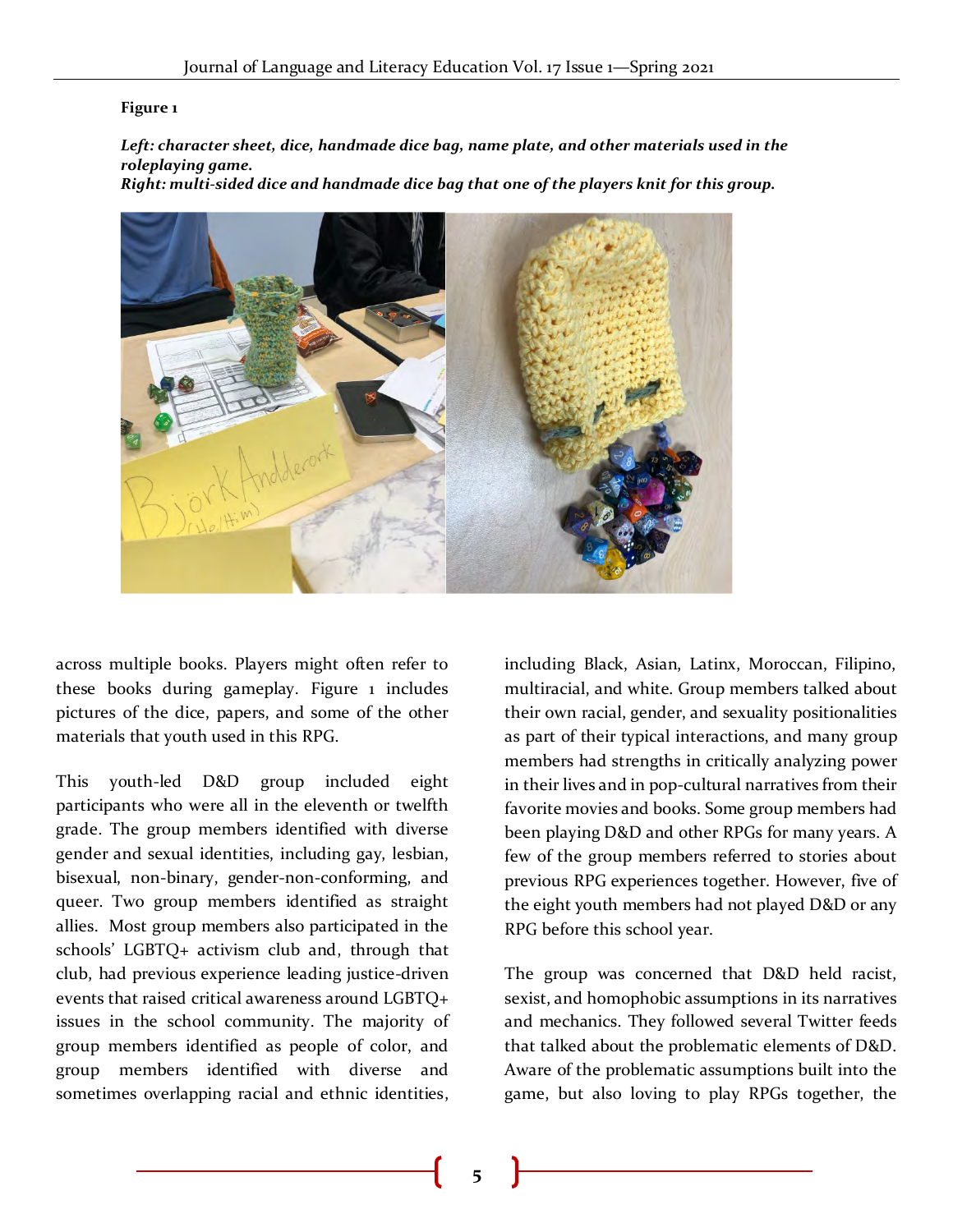**Figure 1**

***Left: character sheet, dice, handmade dice bag, name plate, and other materials used in the roleplaying game.***
***Right: multi-sided dice and handmade dice bag that one of the players knit for this group.***

across multiple books. Players might often refer to these books during gameplay. Figure 1 includes pictures of the dice, papers, and some of the other materials that youth used in this RPG.

This youth-led D&D group included eight participants who were all in the eleventh or twelfth grade. The group members identified with diverse gender and sexual identities, including gay, lesbian, bisexual, non-binary, gender-non-conforming, and queer. Two group members identified as straight allies. Most group members also participated in the schools' LGBTQ+ activism club and, through that club, had previous experience leading justice-driven events that raised critical awareness around LGBTQ+ issues in the school community. The majority of group members identified as people of color, and group members identified with diverse and sometimes overlapping racial and ethnic identities, including Black, Asian, Latinx, Moroccan, Filipino, multiracial, and white. Group members talked about their own racial, gender, and sexuality positionalities as part of their typical interactions, and many group members had strengths in critically analyzing power in their lives and in pop-cultural narratives from their favorite movies and books. Some group members had been playing D&D and other RPGs for many years. A few of the group members referred to stories about previous RPG experiences together. However, five of the eight youth members had not played D&D or any RPG before this school year.

The group was concerned that D&D held racist, sexist, and homophobic assumptions in its narratives and mechanics. They followed several Twitter feeds that talked about the problematic elements of D&D. Aware of the problematic assumptions built into the game, but also loving to play RPGs together, the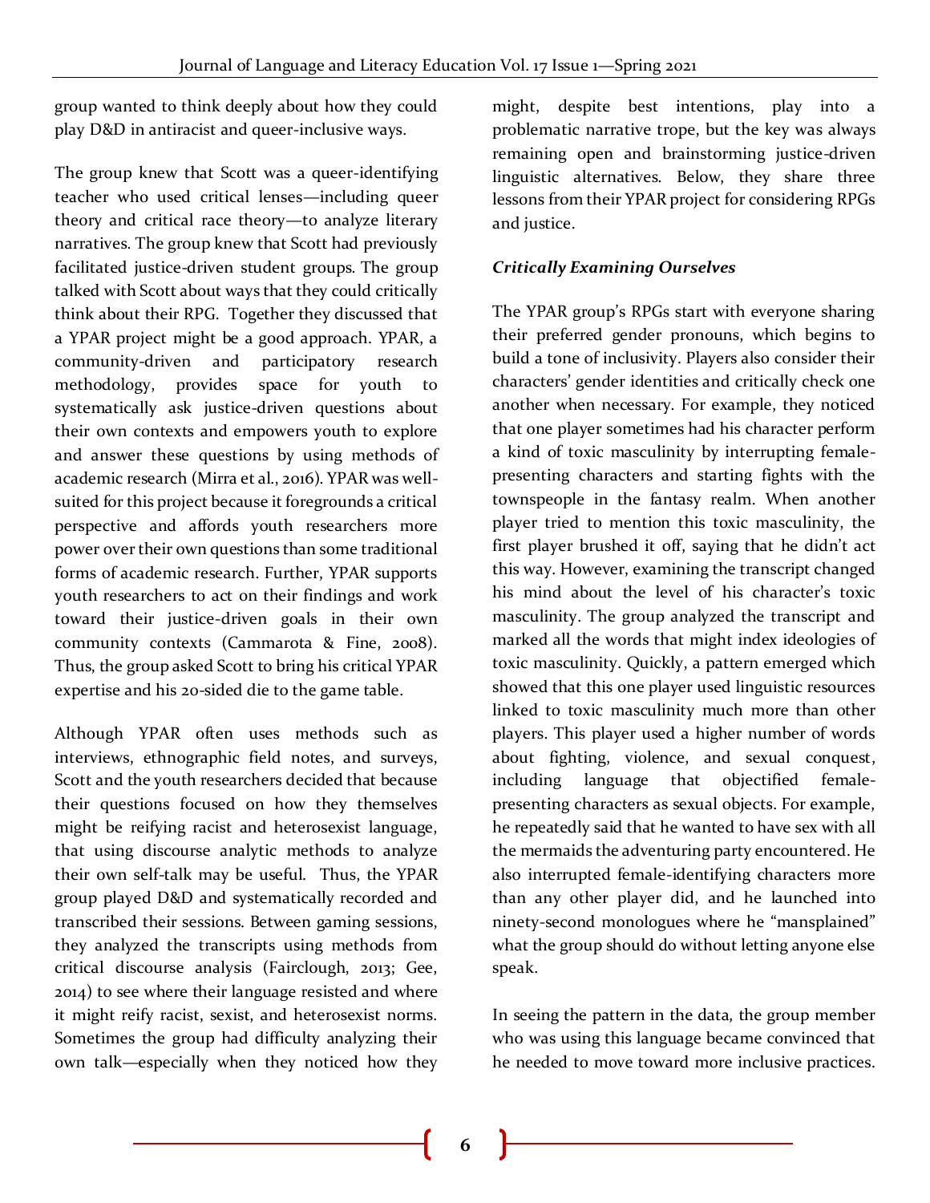group wanted to think deeply about how they could play D&D in antiracist and queer-inclusive ways.

The group knew that Scott was a queer-identifying teacher who used critical lenses—including queer theory and critical race theory—to analyze literary narratives. The group knew that Scott had previously facilitated justice-driven student groups. The group talked with Scott about ways that they could critically think about their RPG. Together they discussed that a YPAR project might be a good approach. YPAR, a community-driven and participatory research methodology, provides space for youth to systematically ask justice-driven questions about their own contexts and empowers youth to explore and answer these questions by using methods of academic research (Mirra et al., 2016). YPAR was well-suited for this project because it foregrounds a critical perspective and affords youth researchers more power over their own questions than some traditional forms of academic research. Further, YPAR supports youth researchers to act on their findings and work toward their justice-driven goals in their own community contexts (Cammarota & Fine, 2008). Thus, the group asked Scott to bring his critical YPAR expertise and his 20-sided die to the game table.

Although YPAR often uses methods such as interviews, ethnographic field notes, and surveys, Scott and the youth researchers decided that because their questions focused on how they themselves might be reifying racist and heterosexist language, that using discourse analytic methods to analyze their own self-talk may be useful. Thus, the YPAR group played D&D and systematically recorded and transcribed their sessions. Between gaming sessions, they analyzed the transcripts using methods from critical discourse analysis (Fairclough, 2013; Gee, 2014) to see where their language resisted and where it might reify racist, sexist, and heterosexist norms. Sometimes the group had difficulty analyzing their own talk—especially when they noticed how they might, despite best intentions, play into a problematic narrative trope, but the key was always remaining open and brainstorming justice-driven linguistic alternatives. Below, they share three lessons from their YPAR project for considering RPGs and justice.

***Critically Examining Ourselves***

The YPAR group's RPGs start with everyone sharing their preferred gender pronouns, which begins to build a tone of inclusivity. Players also consider their characters' gender identities and critically check one another when necessary. For example, they noticed that one player sometimes had his character perform a kind of toxic masculinity by interrupting female-presenting characters and starting fights with the townspeople in the fantasy realm. When another player tried to mention this toxic masculinity, the first player brushed it off, saying that he didn't act this way. However, examining the transcript changed his mind about the level of his character's toxic masculinity. The group analyzed the transcript and marked all the words that might index ideologies of toxic masculinity. Quickly, a pattern emerged which showed that this one player used linguistic resources linked to toxic masculinity much more than other players. This player used a higher number of words about fighting, violence, and sexual conquest, including language that objectified female-presenting characters as sexual objects. For example, he repeatedly said that he wanted to have sex with all the mermaids the adventuring party encountered. He also interrupted female-identifying characters more than any other player did, and he launched into ninety-second monologues where he "mansplained" what the group should do without letting anyone else speak.

In seeing the pattern in the data, the group member who was using this language became convinced that he needed to move toward more inclusive practices.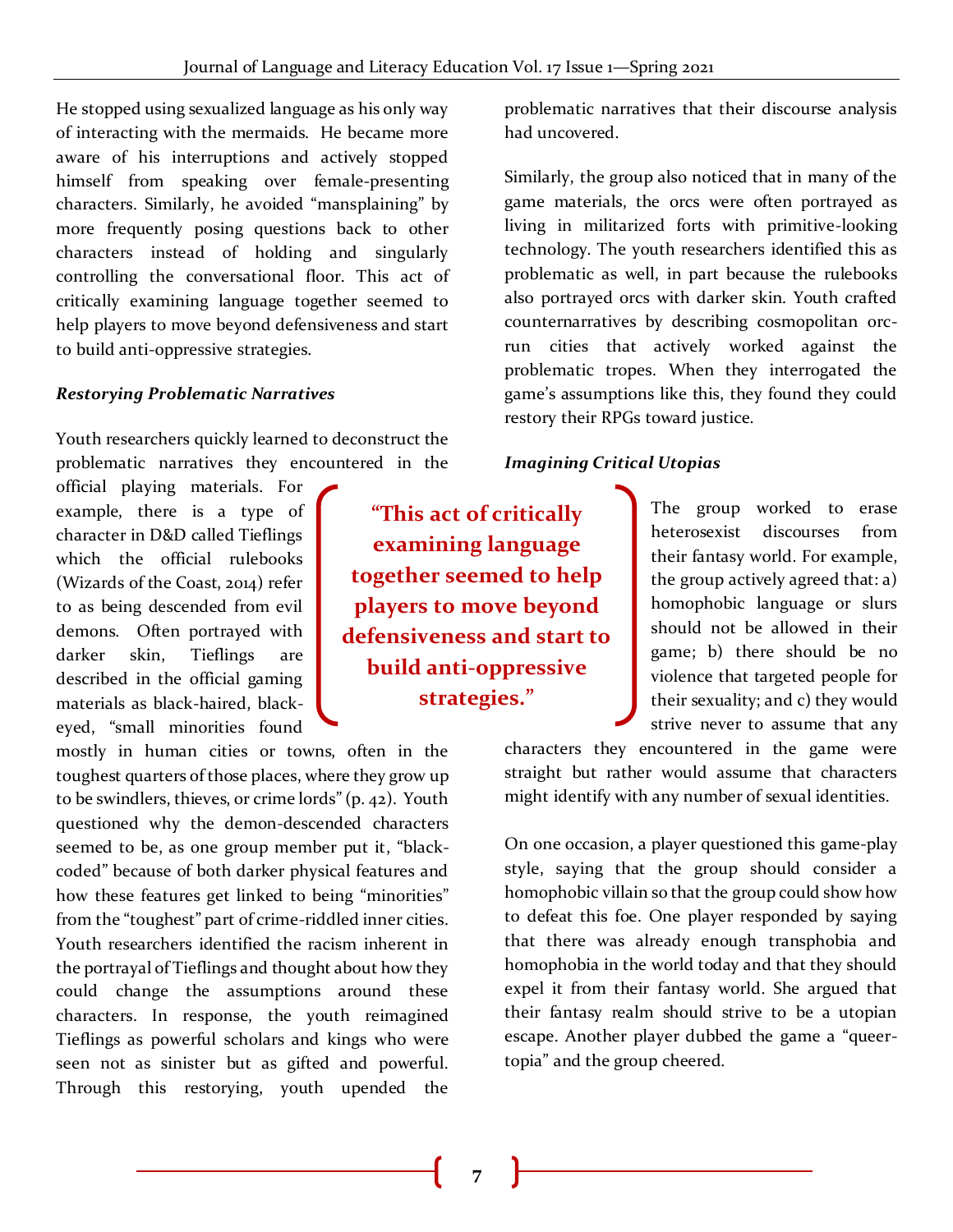He stopped using sexualized language as his only way of interacting with the mermaids. He became more aware of his interruptions and actively stopped himself from speaking over female-presenting characters. Similarly, he avoided "mansplaining" by more frequently posing questions back to other characters instead of holding and singularly controlling the conversational floor. This act of critically examining language together seemed to help players to move beyond defensiveness and start to build anti-oppressive strategies.

***Restorying Problematic Narratives***

Youth researchers quickly learned to deconstruct the problematic narratives they encountered in the official playing materials. For example, there is a type of character in D&D called Tieflings which the official rulebooks (Wizards of the Coast, 2014) refer to as being descended from evil demons. Often portrayed with darker skin, Tieflings are described in the official gaming materials as black-haired, black-eyed, "small minorities found mostly in human cities or towns, often in the toughest quarters of those places, where they grow up to be swindlers, thieves, or crime lords" (p. 42). Youth questioned why the demon-descended characters seemed to be, as one group member put it, "black-coded" because of both darker physical features and how these features get linked to being "minorities" from the "toughest" part of crime-riddled inner cities. Youth researchers identified the racism inherent in the portrayal of Tieflings and thought about how they could change the assumptions around these characters. In response, the youth reimagined Tieflings as powerful scholars and kings who were seen not as sinister but as gifted and powerful. Through this restorying, youth upended the problematic narratives that their discourse analysis had uncovered.

> **"This act of critically examining language together seemed to help players to move beyond defensiveness and start to build anti-oppressive strategies."**

Similarly, the group also noticed that in many of the game materials, the orcs were often portrayed as living in militarized forts with primitive-looking technology. The youth researchers identified this as problematic as well, in part because the rulebooks also portrayed orcs with darker skin. Youth crafted counternarratives by describing cosmopolitan orc-run cities that actively worked against the problematic tropes. When they interrogated the game's assumptions like this, they found they could restory their RPGs toward justice.

***Imagining Critical Utopias***

The group worked to erase heterosexist discourses from their fantasy world. For example, the group actively agreed that: a) homophobic language or slurs should not be allowed in their game; b) there should be no violence that targeted people for their sexuality; and c) they would strive never to assume that any characters they encountered in the game were straight but rather would assume that characters might identify with any number of sexual identities.

On one occasion, a player questioned this game-play style, saying that the group should consider a homophobic villain so that the group could show how to defeat this foe. One player responded by saying that there was already enough transphobia and homophobia in the world today and that they should expel it from their fantasy world. She argued that their fantasy realm should strive to be a utopian escape. Another player dubbed the game a "queer-topia" and the group cheered.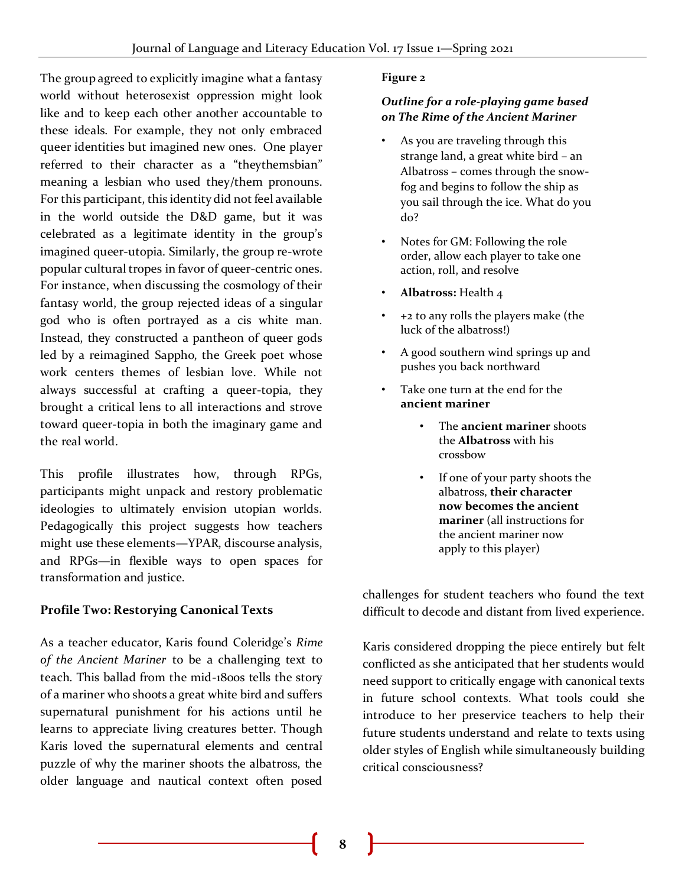The group agreed to explicitly imagine what a fantasy world without heterosexist oppression might look like and to keep each other another accountable to these ideals. For example, they not only embraced queer identities but imagined new ones. One player referred to their character as a "theythemsbian" meaning a lesbian who used they/them pronouns. For this participant, this identity did not feel available in the world outside the D&D game, but it was celebrated as a legitimate identity in the group's imagined queer-utopia. Similarly, the group re-wrote popular cultural tropes in favor of queer-centric ones. For instance, when discussing the cosmology of their fantasy world, the group rejected ideas of a singular god who is often portrayed as a cis white man. Instead, they constructed a pantheon of queer gods led by a reimagined Sappho, the Greek poet whose work centers themes of lesbian love. While not always successful at crafting a queer-topia, they brought a critical lens to all interactions and strove toward queer-topia in both the imaginary game and the real world.

This profile illustrates how, through RPGs, participants might unpack and restory problematic ideologies to ultimately envision utopian worlds. Pedagogically this project suggests how teachers might use these elements—YPAR, discourse analysis, and RPGs—in flexible ways to open spaces for transformation and justice.

### Profile Two: Restorying Canonical Texts

As a teacher educator, Karis found Coleridge's *Rime of the Ancient Mariner* to be a challenging text to teach. This ballad from the mid-1800s tells the story of a mariner who shoots a great white bird and suffers supernatural punishment for his actions until he learns to appreciate living creatures better. Though Karis loved the supernatural elements and central puzzle of why the mariner shoots the albatross, the older language and nautical context often posed challenges for student teachers who found the text difficult to decode and distant from lived experience.

Karis considered dropping the piece entirely but felt conflicted as she anticipated that her students would need support to critically engage with canonical texts in future school contexts. What tools could she introduce to her preservice teachers to help their future students understand and relate to texts using older styles of English while simultaneously building critical consciousness?

**Figure 2**

***Outline for a role-playing game based on The Rime of the Ancient Mariner***

- As you are traveling through this strange land, a great white bird – an Albatross – comes through the snow-fog and begins to follow the ship as you sail through the ice. What do you do?
- Notes for GM: Following the role order, allow each player to take one action, roll, and resolve
- **Albatross:** Health 4
- +2 to any rolls the players make (the luck of the albatross!)
- A good southern wind springs up and pushes you back northward
- Take one turn at the end for the **ancient mariner**
    - The **ancient mariner** shoots the **Albatross** with his crossbow
    - If one of your party shoots the albatross, **their character now becomes the ancient mariner** (all instructions for the ancient mariner now apply to this player)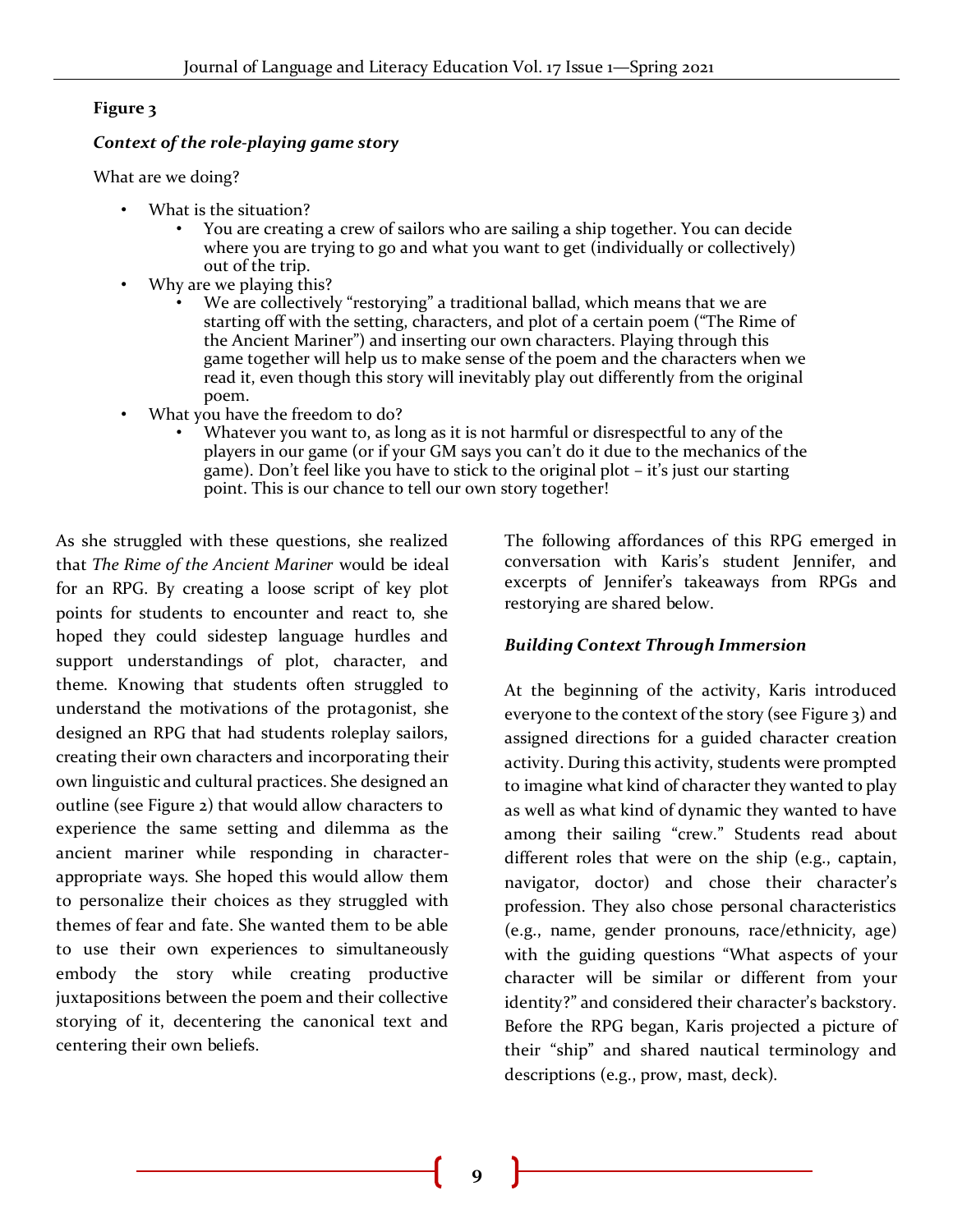**Figure 3**

***Context of the role-playing game story***

What are we doing?

- What is the situation?
    - You are creating a crew of sailors who are sailing a ship together. You can decide where you are trying to go and what you want to get (individually or collectively) out of the trip.
- Why are we playing this?
    - We are collectively "restorying" a traditional ballad, which means that we are starting off with the setting, characters, and plot of a certain poem ("The Rime of the Ancient Mariner") and inserting our own characters. Playing through this game together will help us to make sense of the poem and the characters when we read it, even though this story will inevitably play out differently from the original poem.
- What you have the freedom to do?
    - Whatever you want to, as long as it is not harmful or disrespectful to any of the players in our game (or if your GM says you can't do it due to the mechanics of the game). Don't feel like you have to stick to the original plot – it's just our starting point. This is our chance to tell our own story together!

As she struggled with these questions, she realized that *The Rime of the Ancient Mariner* would be ideal for an RPG. By creating a loose script of key plot points for students to encounter and react to, she hoped they could sidestep language hurdles and support understandings of plot, character, and theme. Knowing that students often struggled to understand the motivations of the protagonist, she designed an RPG that had students roleplay sailors, creating their own characters and incorporating their own linguistic and cultural practices. She designed an outline (see Figure 2) that would allow characters to experience the same setting and dilemma as the ancient mariner while responding in character-appropriate ways. She hoped this would allow them to personalize their choices as they struggled with themes of fear and fate. She wanted them to be able to use their own experiences to simultaneously embody the story while creating productive juxtapositions between the poem and their collective storying of it, decentering the canonical text and centering their own beliefs.

The following affordances of this RPG emerged in conversation with Karis's student Jennifer, and excerpts of Jennifer's takeaways from RPGs and restorying are shared below.

### *Building Context Through Immersion*

At the beginning of the activity, Karis introduced everyone to the context of the story (see Figure 3) and assigned directions for a guided character creation activity. During this activity, students were prompted to imagine what kind of character they wanted to play as well as what kind of dynamic they wanted to have among their sailing "crew." Students read about different roles that were on the ship (e.g., captain, navigator, doctor) and chose their character's profession. They also chose personal characteristics (e.g., name, gender pronouns, race/ethnicity, age) with the guiding questions "What aspects of your character will be similar or different from your identity?" and considered their character's backstory. Before the RPG began, Karis projected a picture of their "ship" and shared nautical terminology and descriptions (e.g., prow, mast, deck).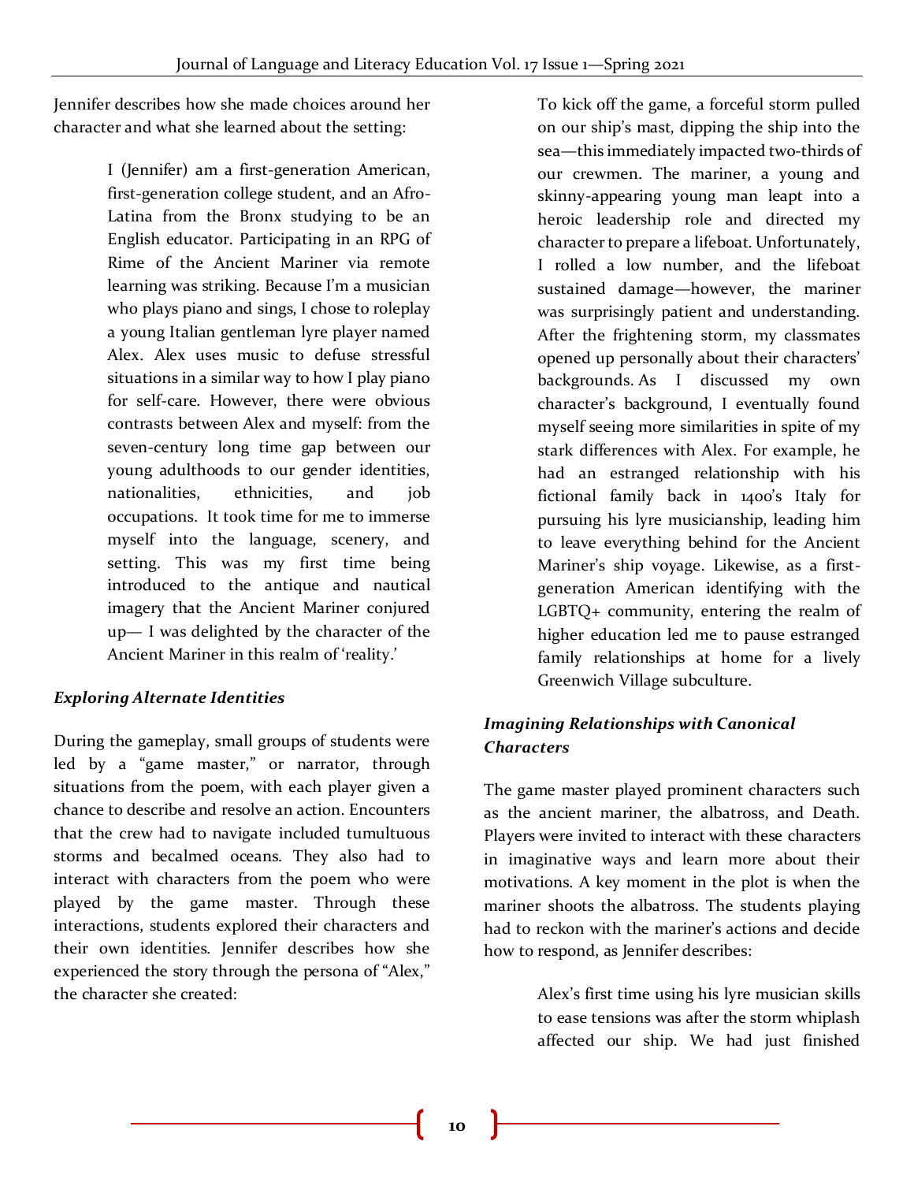Jennifer describes how she made choices around her character and what she learned about the setting:

> I (Jennifer) am a first-generation American, first-generation college student, and an Afro-Latina from the Bronx studying to be an English educator. Participating in an RPG of Rime of the Ancient Mariner via remote learning was striking. Because I'm a musician who plays piano and sings, I chose to roleplay a young Italian gentleman lyre player named Alex. Alex uses music to defuse stressful situations in a similar way to how I play piano for self-care. However, there were obvious contrasts between Alex and myself: from the seven-century long time gap between our young adulthoods to our gender identities, nationalities, ethnicities, and job occupations. It took time for me to immerse myself into the language, scenery, and setting. This was my first time being introduced to the antique and nautical imagery that the Ancient Mariner conjured up— I was delighted by the character of the Ancient Mariner in this realm of 'reality.'

### *Exploring Alternate Identities*

During the gameplay, small groups of students were led by a "game master," or narrator, through situations from the poem, with each player given a chance to describe and resolve an action. Encounters that the crew had to navigate included tumultuous storms and becalmed oceans. They also had to interact with characters from the poem who were played by the game master. Through these interactions, students explored their characters and their own identities. Jennifer describes how she experienced the story through the persona of "Alex," the character she created:

> To kick off the game, a forceful storm pulled on our ship's mast, dipping the ship into the sea—this immediately impacted two-thirds of our crewmen. The mariner, a young and skinny-appearing young man leapt into a heroic leadership role and directed my character to prepare a lifeboat. Unfortunately, I rolled a low number, and the lifeboat sustained damage—however, the mariner was surprisingly patient and understanding. After the frightening storm, my classmates opened up personally about their characters' backgrounds. As I discussed my own character's background, I eventually found myself seeing more similarities in spite of my stark differences with Alex. For example, he had an estranged relationship with his fictional family back in 1400's Italy for pursuing his lyre musicianship, leading him to leave everything behind for the Ancient Mariner's ship voyage. Likewise, as a first-generation American identifying with the LGBTQ+ community, entering the realm of higher education led me to pause estranged family relationships at home for a lively Greenwich Village subculture.

### *Imagining Relationships with Canonical Characters*

The game master played prominent characters such as the ancient mariner, the albatross, and Death. Players were invited to interact with these characters in imaginative ways and learn more about their motivations. A key moment in the plot is when the mariner shoots the albatross. The students playing had to reckon with the mariner's actions and decide how to respond, as Jennifer describes:

> Alex's first time using his lyre musician skills to ease tensions was after the storm whiplash affected our ship. We had just finished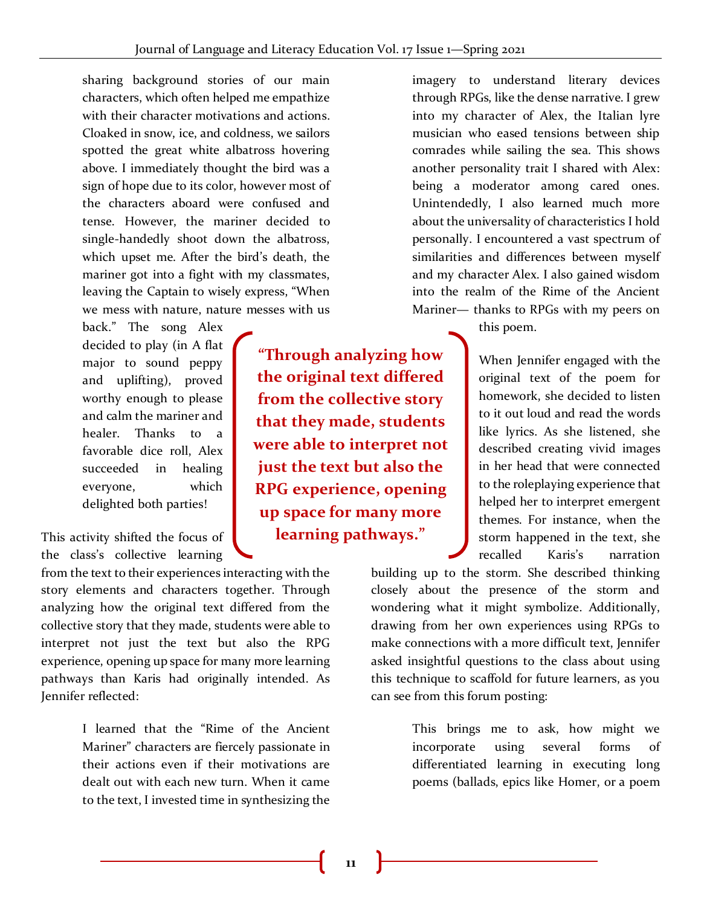sharing background stories of our main characters, which often helped me empathize with their character motivations and actions. Cloaked in snow, ice, and coldness, we sailors spotted the great white albatross hovering above. I immediately thought the bird was a sign of hope due to its color, however most of the characters aboard were confused and tense. However, the mariner decided to single-handedly shoot down the albatross, which upset me. After the bird's death, the mariner got into a fight with my classmates, leaving the Captain to wisely express, "When we mess with nature, nature messes with us back." The song Alex decided to play (in A flat major to sound peppy and uplifting), proved worthy enough to please and calm the mariner and healer. Thanks to a favorable dice roll, Alex succeeded in healing everyone, which delighted both parties!

This activity shifted the focus of the class's collective learning from the text to their experiences interacting with the story elements and characters together. Through analyzing how the original text differed from the collective story that they made, students were able to interpret not just the text but also the RPG experience, opening up space for many more learning pathways than Karis had originally intended. As Jennifer reflected:

> I learned that the "Rime of the Ancient Mariner" characters are fiercely passionate in their actions even if their motivations are dealt out with each new turn. When it came to the text, I invested time in synthesizing the imagery to understand literary devices through RPGs, like the dense narrative. I grew into my character of Alex, the Italian lyre musician who eased tensions between ship comrades while sailing the sea. This shows another personality trait I shared with Alex: being a moderator among cared ones. Unintendedly, I also learned much more about the universality of characteristics I hold personally. I encountered a vast spectrum of similarities and differences between myself and my character Alex. I also gained wisdom into the realm of the Rime of the Ancient Mariner— thanks to RPGs with my peers on this poem.

**"Through analyzing how the original text differed from the collective story that they made, students were able to interpret not just the text but also the RPG experience, opening up space for many more learning pathways."**

When Jennifer engaged with the original text of the poem for homework, she decided to listen to it out loud and read the words like lyrics. As she listened, she described creating vivid images in her head that were connected to the roleplaying experience that helped her to interpret emergent themes. For instance, when the storm happened in the text, she recalled Karis's narration building up to the storm. She described thinking closely about the presence of the storm and wondering what it might symbolize. Additionally, drawing from her own experiences using RPGs to make connections with a more difficult text, Jennifer asked insightful questions to the class about using this technique to scaffold for future learners, as you can see from this forum posting:

> This brings me to ask, how might we incorporate using several forms of differentiated learning in executing long poems (ballads, epics like Homer, or a poem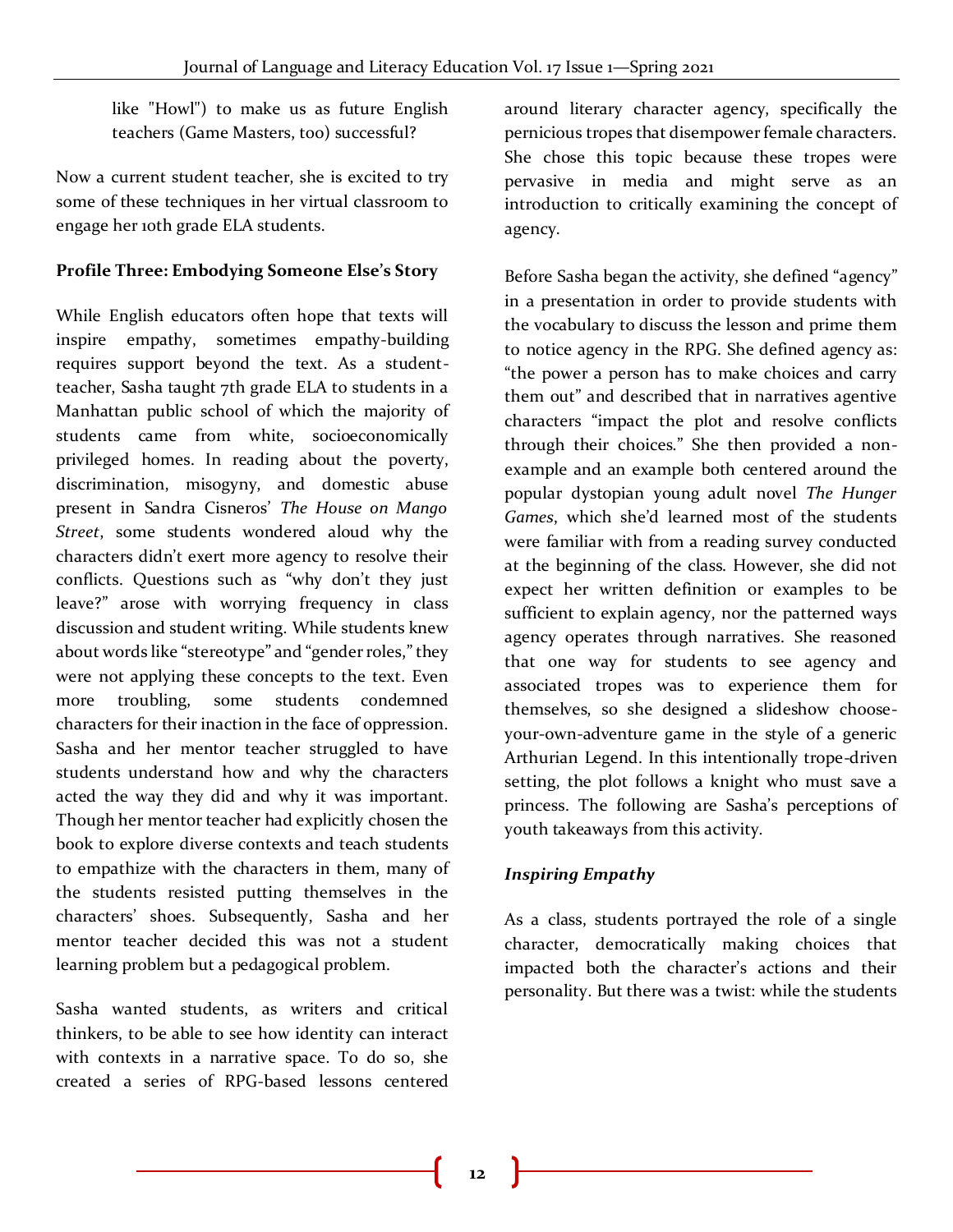like "Howl") to make us as future English teachers (Game Masters, too) successful?

Now a current student teacher, she is excited to try some of these techniques in her virtual classroom to engage her 10th grade ELA students.

**Profile Three: Embodying Someone Else's Story**

While English educators often hope that texts will inspire empathy, sometimes empathy-building requires support beyond the text. As a student-teacher, Sasha taught 7th grade ELA to students in a Manhattan public school of which the majority of students came from white, socioeconomically privileged homes. In reading about the poverty, discrimination, misogyny, and domestic abuse present in Sandra Cisneros' *The House on Mango Street*, some students wondered aloud why the characters didn't exert more agency to resolve their conflicts. Questions such as "why don't they just leave?" arose with worrying frequency in class discussion and student writing. While students knew about words like "stereotype" and "gender roles," they were not applying these concepts to the text. Even more troubling, some students condemned characters for their inaction in the face of oppression. Sasha and her mentor teacher struggled to have students understand how and why the characters acted the way they did and why it was important. Though her mentor teacher had explicitly chosen the book to explore diverse contexts and teach students to empathize with the characters in them, many of the students resisted putting themselves in the characters' shoes. Subsequently, Sasha and her mentor teacher decided this was not a student learning problem but a pedagogical problem.

Sasha wanted students, as writers and critical thinkers, to be able to see how identity can interact with contexts in a narrative space. To do so, she created a series of RPG-based lessons centered around literary character agency, specifically the pernicious tropes that disempower female characters. She chose this topic because these tropes were pervasive in media and might serve as an introduction to critically examining the concept of agency.

Before Sasha began the activity, she defined "agency" in a presentation in order to provide students with the vocabulary to discuss the lesson and prime them to notice agency in the RPG. She defined agency as: "the power a person has to make choices and carry them out" and described that in narratives agentive characters "impact the plot and resolve conflicts through their choices." She then provided a non-example and an example both centered around the popular dystopian young adult novel *The Hunger Games*, which she'd learned most of the students were familiar with from a reading survey conducted at the beginning of the class. However, she did not expect her written definition or examples to be sufficient to explain agency, nor the patterned ways agency operates through narratives. She reasoned that one way for students to see agency and associated tropes was to experience them for themselves, so she designed a slideshow choose-your-own-adventure game in the style of a generic Arthurian Legend. In this intentionally trope-driven setting, the plot follows a knight who must save a princess. The following are Sasha's perceptions of youth takeaways from this activity.

***Inspiring Empathy***

As a class, students portrayed the role of a single character, democratically making choices that impacted both the character's actions and their personality. But there was a twist: while the students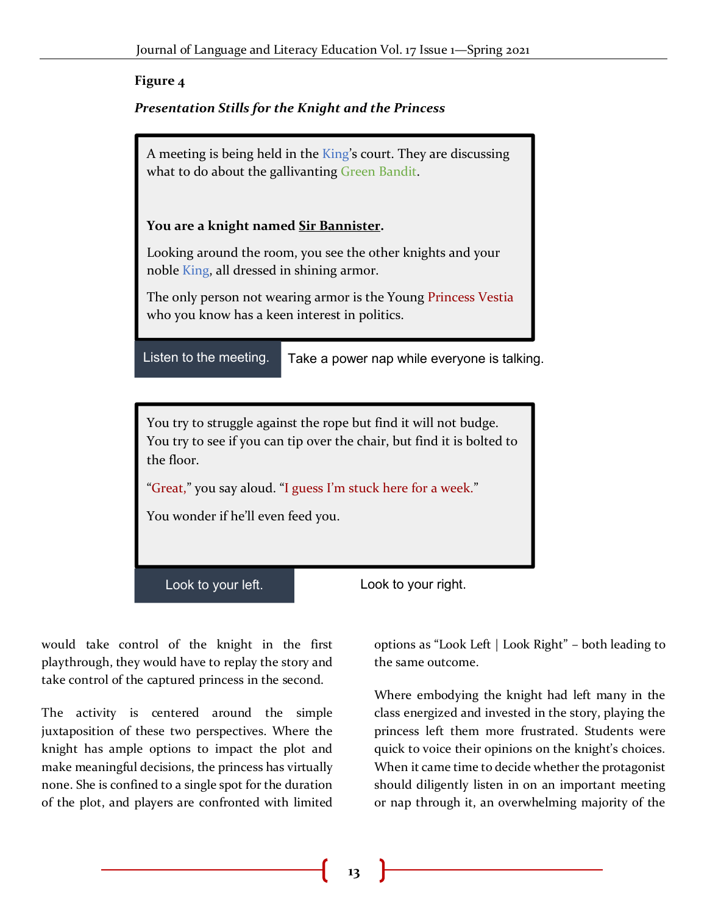**Figure 4**

***Presentation Stills for the Knight and the Princess***

A meeting is being held in the King's court. They are discussing what to do about the gallivanting Green Bandit.

**You are a knight named Sir Bannister.**

Looking around the room, you see the other knights and your noble King, all dressed in shining armor.

The only person not wearing armor is the Young Princess Vestia who you know has a keen interest in politics.

Listen to the meeting. | Take a power nap while everyone is talking.

You try to struggle against the rope but find it will not budge. You try to see if you can tip over the chair, but find it is bolted to the floor.

"Great," you say aloud. "I guess I'm stuck here for a week."

You wonder if he'll even feed you.

Look to your left. | Look to your right.

would take control of the knight in the first playthrough, they would have to replay the story and take control of the captured princess in the second.

The activity is centered around the simple juxtaposition of these two perspectives. Where the knight has ample options to impact the plot and make meaningful decisions, the princess has virtually none. She is confined to a single spot for the duration of the plot, and players are confronted with limited options as "Look Left | Look Right" – both leading to the same outcome.

Where embodying the knight had left many in the class energized and invested in the story, playing the princess left them more frustrated. Students were quick to voice their opinions on the knight's choices. When it came time to decide whether the protagonist should diligently listen in on an important meeting or nap through it, an overwhelming majority of the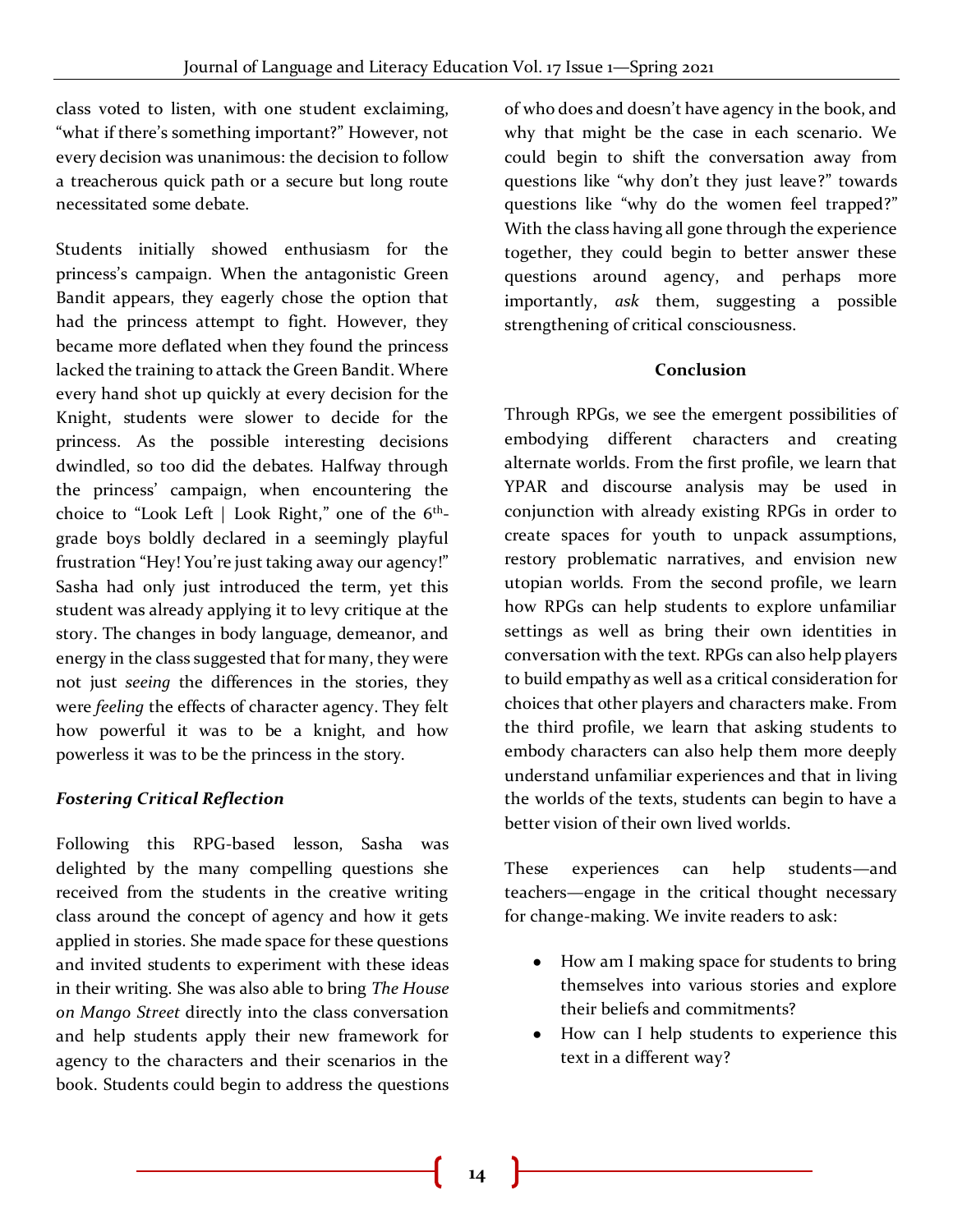class voted to listen, with one student exclaiming, "what if there's something important?" However, not every decision was unanimous: the decision to follow a treacherous quick path or a secure but long route necessitated some debate.

Students initially showed enthusiasm for the princess's campaign. When the antagonistic Green Bandit appears, they eagerly chose the option that had the princess attempt to fight. However, they became more deflated when they found the princess lacked the training to attack the Green Bandit. Where every hand shot up quickly at every decision for the Knight, students were slower to decide for the princess. As the possible interesting decisions dwindled, so too did the debates. Halfway through the princess' campaign, when encountering the choice to "Look Left | Look Right," one of the 6th-grade boys boldly declared in a seemingly playful frustration "Hey! You're just taking away our agency!" Sasha had only just introduced the term, yet this student was already applying it to levy critique at the story. The changes in body language, demeanor, and energy in the class suggested that for many, they were not just *seeing* the differences in the stories, they were *feeling* the effects of character agency. They felt how powerful it was to be a knight, and how powerless it was to be the princess in the story.

### *Fostering Critical Reflection*

Following this RPG-based lesson, Sasha was delighted by the many compelling questions she received from the students in the creative writing class around the concept of agency and how it gets applied in stories. She made space for these questions and invited students to experiment with these ideas in their writing. She was also able to bring *The House on Mango Street* directly into the class conversation and help students apply their new framework for agency to the characters and their scenarios in the book. Students could begin to address the questions of who does and doesn't have agency in the book, and why that might be the case in each scenario. We could begin to shift the conversation away from questions like "why don't they just leave?" towards questions like "why do the women feel trapped?" With the class having all gone through the experience together, they could begin to better answer these questions around agency, and perhaps more importantly, *ask* them, suggesting a possible strengthening of critical consciousness.

## Conclusion

Through RPGs, we see the emergent possibilities of embodying different characters and creating alternate worlds. From the first profile, we learn that YPAR and discourse analysis may be used in conjunction with already existing RPGs in order to create spaces for youth to unpack assumptions, restory problematic narratives, and envision new utopian worlds. From the second profile, we learn how RPGs can help students to explore unfamiliar settings as well as bring their own identities in conversation with the text. RPGs can also help players to build empathy as well as a critical consideration for choices that other players and characters make. From the third profile, we learn that asking students to embody characters can also help them more deeply understand unfamiliar experiences and that in living the worlds of the texts, students can begin to have a better vision of their own lived worlds.

These experiences can help students—and teachers—engage in the critical thought necessary for change-making. We invite readers to ask:

- How am I making space for students to bring themselves into various stories and explore their beliefs and commitments?
- How can I help students to experience this text in a different way?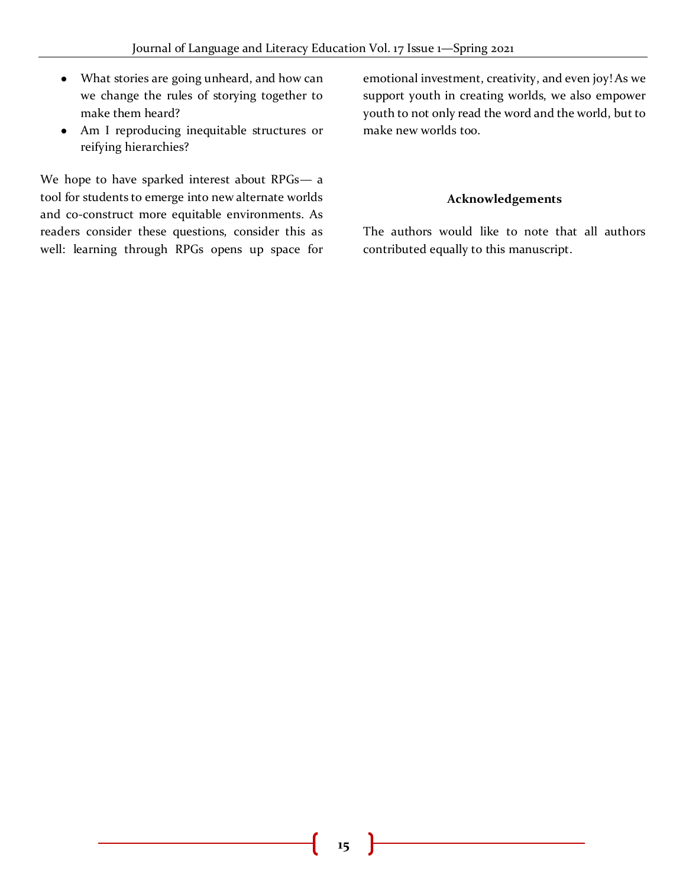- What stories are going unheard, and how can we change the rules of storying together to make them heard?
- Am I reproducing inequitable structures or reifying hierarchies?

We hope to have sparked interest about RPGs— a tool for students to emerge into new alternate worlds and co-construct more equitable environments. As readers consider these questions, consider this as well: learning through RPGs opens up space for emotional investment, creativity, and even joy! As we support youth in creating worlds, we also empower youth to not only read the word and the world, but to make new worlds too.

## Acknowledgements

The authors would like to note that all authors contributed equally to this manuscript.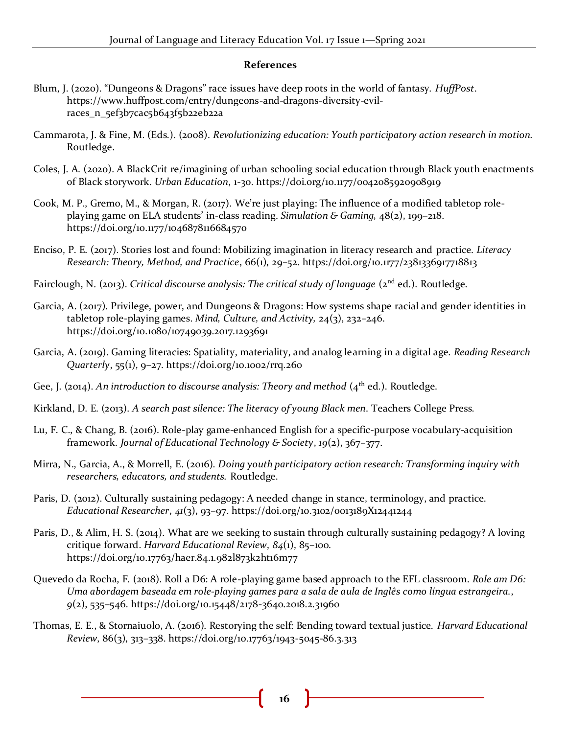**References**

Blum, J. (2020). "Dungeons & Dragons" race issues have deep roots in the world of fantasy. *HuffPost*. https://www.huffpost.com/entry/dungeons-and-dragons-diversity-evil-races_n_5ef3b7cac5b643f5b22eb22a

Cammarota, J. & Fine, M. (Eds.). (2008). *Revolutionizing education: Youth participatory action research in motion*. Routledge.

Coles, J. A. (2020). A BlackCrit re/imagining of urban schooling social education through Black youth enactments of Black storywork. *Urban Education*, 1-30. https://doi.org/10.1177/0042085920908919

Cook, M. P., Gremo, M., & Morgan, R. (2017). We're just playing: The influence of a modified tabletop role-playing game on ELA students' in-class reading. *Simulation & Gaming,* 48(2), 199–218. https://doi.org/10.1177/1046878116684570

Enciso, P. E. (2017). Stories lost and found: Mobilizing imagination in literacy research and practice. *Literacy Research: Theory, Method, and Practice*, 66(1), 29–52. https://doi.org/10.1177/2381336917718813

Fairclough, N. (2013). *Critical discourse analysis: The critical study of language* (2nd ed.). Routledge.

Garcia, A. (2017). Privilege, power, and Dungeons & Dragons: How systems shape racial and gender identities in tabletop role-playing games. *Mind, Culture, and Activity,* 24(3), 232–246. https://doi.org/10.1080/10749039.2017.1293691

Garcia, A. (2019). Gaming literacies: Spatiality, materiality, and analog learning in a digital age. *Reading Research Quarterly*, 55(1), 9–27. https://doi.org/10.1002/rrq.260

Gee, J. (2014). *An introduction to discourse analysis: Theory and method* (4th ed.). Routledge.

Kirkland, D. E. (2013). *A search past silence: The literacy of young Black men*. Teachers College Press.

Lu, F. C., & Chang, B. (2016). Role-play game-enhanced English for a specific-purpose vocabulary-acquisition framework. *Journal of Educational Technology & Society*, *19*(2), 367–377.

Mirra, N., Garcia, A., & Morrell, E. (2016). *Doing youth participatory action research: Transforming inquiry with researchers, educators, and students.* Routledge.

Paris, D. (2012). Culturally sustaining pedagogy: A needed change in stance, terminology, and practice. *Educational Researcher*, *41*(3), 93–97. https://doi.org/10.3102/0013189X12441244

Paris, D., & Alim, H. S. (2014). What are we seeking to sustain through culturally sustaining pedagogy? A loving critique forward. *Harvard Educational Review*, *84*(1), 85–100. https://doi.org/10.17763/haer.84.1.982l873k2ht16m77

Quevedo da Rocha, F. (2018). Roll a D6: A role-playing game based approach to the EFL classroom. *Role am D6: Uma abordagem baseada em role-playing games para a sala de aula de Inglês como língua estrangeira.*, *9*(2), 535–546. https://doi.org/10.15448/2178-3640.2018.2.31960

Thomas, E. E., & Stornaiuolo, A. (2016). Restorying the self: Bending toward textual justice. *Harvard Educational Review*, 86(3), 313–338. https://doi.org/10.17763/1943-5045-86.3.313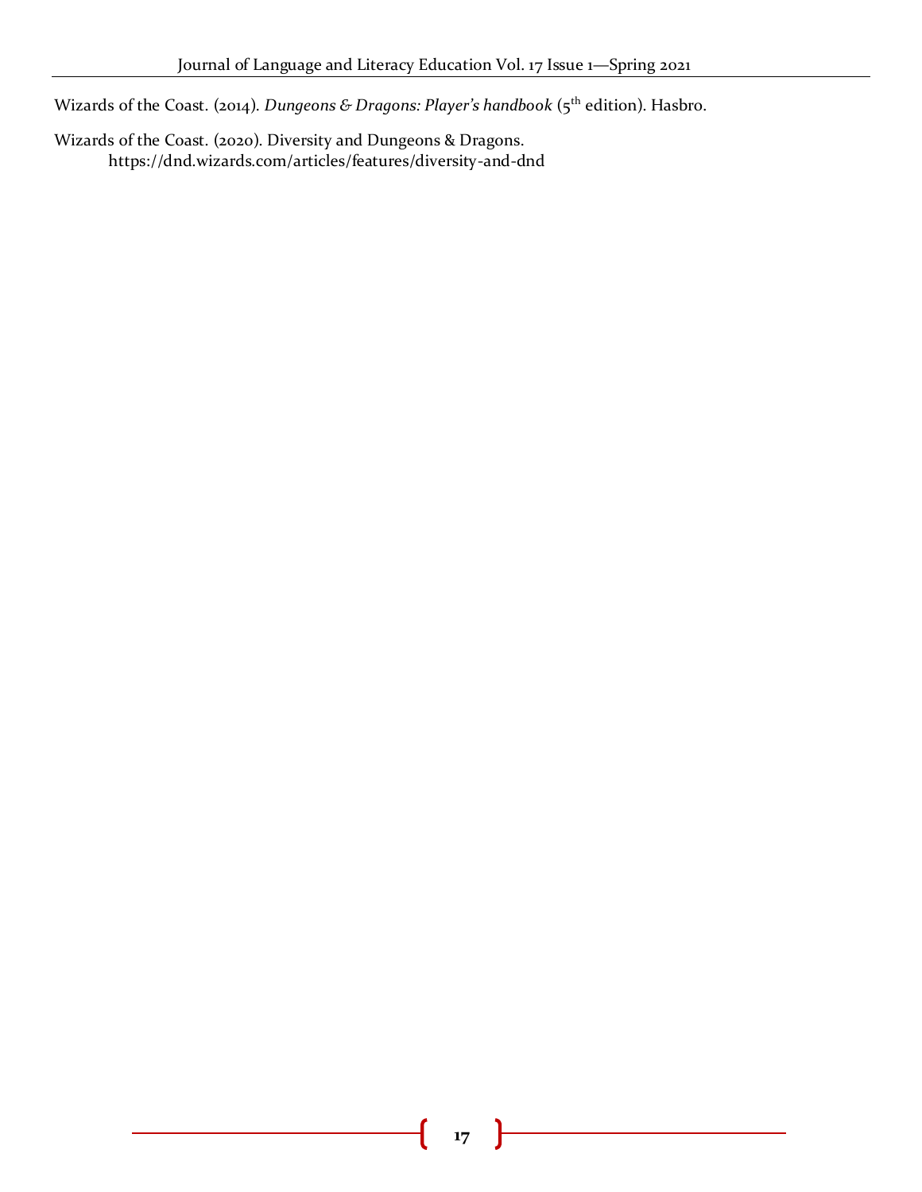Wizards of the Coast. (2014). *Dungeons & Dragons: Player's handbook* (5th edition). Hasbro.

Wizards of the Coast. (2020). Diversity and Dungeons & Dragons. https://dnd.wizards.com/articles/features/diversity-and-dnd